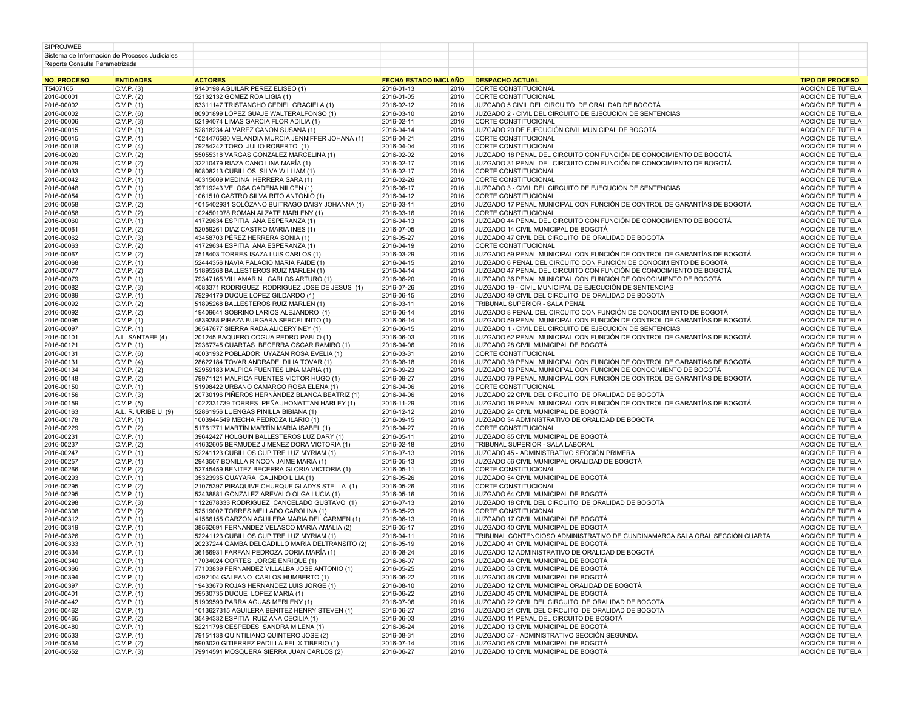SIPROJWEB

Sistema de Información de Procesos Judiciales

Reporte Consulta Parametrizada

| NO. PROCESO | ENTIDADES | ACTORES | FECHA ESTADO INICI | AÑO | DESPACHO ACTUAL | TIPO DE PROCESO |
|---|---|---|---|---|---|---|
| T5407165 | C.V.P. (3) | 9140198 AGUILAR PEREZ ELISEO (1) | 2016-01-13 | 2016 | CORTE CONSTITUCIONAL | ACCIÓN DE TUTELA |
| 2016-00001 | C.V.P. (2) | 52132132 GOMEZ ROA LIGIA (1) | 2016-01-05 | 2016 | CORTE CONSTITUCIONAL | ACCIÓN DE TUTELA |
| 2016-00002 | C.V.P. (1) | 63311147 TRISTANCHO CEDIEL GRACIELA (1) | 2016-02-12 | 2016 | JUZGADO 5 CIVIL DEL CIRCUITO DE ORALIDAD DE BOGOTÁ | ACCIÓN DE TUTELA |
| 2016-00002 | C.V.P. (6) | 80901899 LÓPEZ GUAJE WALTERALFONSO (1) | 2016-03-10 | 2016 | JUZGADO 2 - CIVIL DEL CIRCUITO DE EJECUCION DE SENTENCIAS | ACCIÓN DE TUTELA |
| 2016-00006 | C.V.P. (3) | 52194074 LIMAS GARCIA FLOR ADILIA (1) | 2016-02-11 | 2016 | CORTE CONSTITUCIONAL | ACCIÓN DE TUTELA |
| 2016-00015 | C.V.P. (1) | 52818234 ALVAREZ CAÑON SUSANA (1) | 2016-04-14 | 2016 | JUZGADO 20 DE EJECUCIÓN CIVIL MUNICIPAL DE BOGOTÁ | ACCIÓN DE TUTELA |
| 2016-00015 | C.V.P. (1) | 1024476580 VELANDIA MURCIA JENNIFFER JOHANA (1) | 2016-04-21 | 2016 | CORTE CONSTITUCIONAL | ACCIÓN DE TUTELA |
| 2016-00018 | C.V.P. (4) | 79254242 TORO JULIO ROBERTO (1) | 2016-04-04 | 2016 | CORTE CONSTITUCIONAL | ACCIÓN DE TUTELA |
| 2016-00020 | C.V.P. (2) | 55055318 VARGAS GONZALEZ MARCELINA (1) | 2016-02-02 | 2016 | JUZGADO 18 PENAL DEL CIRCUITO CON FUNCIÓN DE CONOCIMIENTO DE BOGOTÁ | ACCIÓN DE TUTELA |
| 2016-00029 | C.V.P. (2) | 32210479 RIAZA CANO LINA MARÍA (1) | 2016-02-17 | 2016 | JUZGADO 31 PENAL DEL CIRCUITO CON FUNCIÓN DE CONOCIMIENTO DE BOGOTÁ | ACCIÓN DE TUTELA |
| 2016-00033 | C.V.P. (1) | 80808213 CUBILLOS SILVA WILLIAM (1) | 2016-02-17 | 2016 | CORTE CONSTITUCIONAL | ACCIÓN DE TUTELA |
| 2016-00042 | C.V.P. (1) | 40315609 MEDINA HERRERA SARA (1) | 2016-02-26 | 2016 | CORTE CONSTITUCIONAL | ACCIÓN DE TUTELA |
| 2016-00048 | C.V.P. (1) | 39719243 VELOSA CADENA NILCEN (1) | 2016-06-17 | 2016 | JUZGADO 3 - CIVIL DEL CIRCUITO DE EJECUCION DE SENTENCIAS | ACCIÓN DE TUTELA |
| 2016-00054 | C.V.P. (1) | 1061510 CASTRO SILVA RITO ANTONIO (1) | 2016-04-12 | 2016 | CORTE CONSTITUCIONAL | ACCIÓN DE TUTELA |
| 2016-00058 | C.V.P. (2) | 1015402931 SOLÓZANO BUITRAGO DAISY JOHANNA (1) | 2016-03-11 | 2016 | JUZGADO 17 PENAL MUNICIPAL CON FUNCIÓN DE CONTROL DE GARANTÍAS DE BOGOTÁ | ACCIÓN DE TUTELA |
| 2016-00058 | C.V.P. (2) | 1024501078 ROMAN ALZATE MARLENY (1) | 2016-03-16 | 2016 | CORTE CONSTITUCIONAL | ACCIÓN DE TUTELA |
| 2016-00060 | C.V.P. (1) | 41729634 ESPITIA ANA ESPERANZA (1) | 2016-04-13 | 2016 | JUZGADO 44 PENAL DEL CIRCUITO CON FUNCIÓN DE CONOCIMIENTO DE BOGOTÁ | ACCIÓN DE TUTELA |
| 2016-00061 | C.V.P. (2) | 52059261 DIAZ CASTRO MARIA INES (1) | 2016-07-05 | 2016 | JUZGADO 14 CIVIL MUNICIPAL DE BOGOTÁ | ACCIÓN DE TUTELA |
| 2016-00062 | C.V.P. (3) | 43458703 PÉREZ HERRERA SONIA (1) | 2016-05-27 | 2016 | JUZGADO 47 CIVIL DEL CIRCUITO DE ORALIDAD DE BOGOTÁ | ACCIÓN DE TUTELA |
| 2016-00063 | C.V.P. (2) | 41729634 ESPITIA ANA ESPERANZA (1) | 2016-04-19 | 2016 | CORTE CONSTITUCIONAL | ACCIÓN DE TUTELA |
| 2016-00067 | C.V.P. (2) | 7518403 TORRES ISAZA LUIS CARLOS (1) | 2016-03-29 | 2016 | JUZGADO 59 PENAL MUNICIPAL CON FUNCIÓN DE CONTROL DE GARANTÍAS DE BOGOTÁ | ACCIÓN DE TUTELA |
| 2016-00068 | C.V.P. (1) | 52444356 NAVIA PALACIO MARIA FAIDE (1) | 2016-04-15 | 2016 | JUZGADO 6 PENAL DEL CIRCUITO CON FUNCIÓN DE CONOCIMIENTO DE BOGOTÁ | ACCIÓN DE TUTELA |
| 2016-00077 | C.V.P. (2) | 51895268 BALLESTEROS RUIZ MARLEN (1) | 2016-04-14 | 2016 | JUZGADO 47 PENAL DEL CIRCUITO CON FUNCIÓN DE CONOCIMIENTO DE BOGOTÁ | ACCIÓN DE TUTELA |
| 2016-00079 | C.V.P. (1) | 79347165 VILLAMARIN CARLOS ARTURO (1) | 2016-06-20 | 2016 | JUZGADO 36 PENAL MUNICIPAL CON FUNCIÓN DE CONOCIMIENTO DE BOGOTÁ | ACCIÓN DE TUTELA |
| 2016-00082 | C.V.P. (3) | 4083371 RODRIGUEZ RODRIGUEZ JOSE DE JESUS (1) | 2016-07-26 | 2016 | JUZGADO 19 - CIVIL MUNICIPAL DE EJECUCIÓN DE SENTENCIAS | ACCIÓN DE TUTELA |
| 2016-00089 | C.V.P. (1) | 79294179 DUQUE LOPEZ GILDARDO (1) | 2016-06-15 | 2016 | JUZGADO 49 CIVIL DEL CIRCUITO DE ORALIDAD DE BOGOTÁ | ACCIÓN DE TUTELA |
| 2016-00092 | C.V.P. (2) | 51895268 BALLESTEROS RUIZ MARLEN (1) | 2016-03-11 | 2016 | TRIBUNAL SUPERIOR - SALA PENAL | ACCIÓN DE TUTELA |
| 2016-00092 | C.V.P. (2) | 19409641 SOBRINO LARIOS ALEJANDRO (1) | 2016-06-14 | 2016 | JUZGADO 8 PENAL DEL CIRCUITO CON FUNCIÓN DE CONOCIMIENTO DE BOGOTÁ | ACCIÓN DE TUTELA |
| 2016-00095 | C.V.P. (1) | 4839288 PIRAZA BURGARA SERCELINITO (1) | 2016-06-14 | 2016 | JUZGADO 59 PENAL MUNICIPAL CON FUNCIÓN DE CONTROL DE GARANTÍAS DE BOGOTÁ | ACCIÓN DE TUTELA |
| 2016-00097 | C.V.P. (1) | 36547677 SIERRA RADA ALICERY NEY (1) | 2016-06-15 | 2016 | JUZGADO 1 - CIVIL DEL CIRCUITO DE EJECUCION DE SENTENCIAS | ACCIÓN DE TUTELA |
| 2016-00101 | A.L. SANTAFE (4) | 201245 BAQUERO COGUA PEDRO PABLO (1) | 2016-06-03 | 2016 | JUZGADO 62 PENAL MUNICIPAL CON FUNCIÓN DE CONTROL DE GARANTÍAS DE BOGOTÁ | ACCIÓN DE TUTELA |
| 2016-00121 | C.V.P. (1) | 79367745 CUARTAS BECERRA OSCAR RAMIRO (1) | 2016-04-06 | 2016 | JUZGADO 28 CIVIL MUNICIPAL DE BOGOTÁ | ACCIÓN DE TUTELA |
| 2016-00131 | C.V.P. (6) | 40031932 POBLADOR UYAZAN ROSA EVELIA (1) | 2016-03-31 | 2016 | CORTE CONSTITUCIONAL | ACCIÓN DE TUTELA |
| 2016-00131 | C.V.P. (4) | 28622184 TOVAR ANDRADE DILIA TOVAR (1) | 2016-08-18 | 2016 | JUZGADO 39 PENAL MUNICIPAL CON FUNCIÓN DE CONTROL DE GARANTÍAS DE BOGOTÁ | ACCIÓN DE TUTELA |
| 2016-00134 | C.V.P. (2) | 52959183 MALPICA FUENTES LINA MARIA (1) | 2016-09-23 | 2016 | JUZGADO 13 PENAL MUNICIPAL CON FUNCIÓN DE CONOCIMIENTO DE BOGOTÁ | ACCIÓN DE TUTELA |
| 2016-00148 | C.V.P. (2) | 79971121 MALPICA FUENTES VICTOR HUGO (1) | 2016-09-27 | 2016 | JUZGADO 79 PENAL MUNICIPAL CON FUNCIÓN DE CONTROL DE GARANTÍAS DE BOGOTÁ | ACCIÓN DE TUTELA |
| 2016-00150 | C.V.P. (1) | 51998422 URBANO CAMARGO ROSA ELENA (1) | 2016-04-06 | 2016 | CORTE CONSTITUCIONAL | ACCIÓN DE TUTELA |
| 2016-00156 | C.V.P. (3) | 20730196 PIÑEROS HERNÁNDEZ BLANCA BEATRIZ (1) | 2016-04-06 | 2016 | JUZGADO 22 CIVIL DEL CIRCUITO DE ORALIDAD DE BOGOTÁ | ACCIÓN DE TUTELA |
| 2016-00159 | C.V.P. (5) | 1022331739 TORRES PEÑA JHONATTAN HARLEY (1) | 2016-11-29 | 2016 | JUZGADO 18 PENAL MUNICIPAL CON FUNCIÓN DE CONTROL DE GARANTÍAS DE BOGOTÁ | ACCIÓN DE TUTELA |
| 2016-00163 | A.L. R. URIBE U. (9) | 52861956 LUENGAS PINILLA BIBIANA (1) | 2016-12-12 | 2016 | JUZGADO 24 CIVIL MUNICIPAL DE BOGOTÁ | ACCIÓN DE TUTELA |
| 2016-00178 | C.V.P. (1) | 1003944549 MECHA PEDROZA ILARIO (1) | 2016-09-15 | 2016 | JUZGADO 34 ADMINISTRATIVO DE ORALIDAD DE BOGOTÁ | ACCIÓN DE TUTELA |
| 2016-00229 | C.V.P. (2) | 51761771 MARTÍN MARTÍN MARÍA ISABEL (1) | 2016-04-27 | 2016 | CORTE CONSTITUCIONAL | ACCIÓN DE TUTELA |
| 2016-00231 | C.V.P. (1) | 39642427 HOLGUIN BALLESTEROS LUZ DARY (1) | 2016-05-11 | 2016 | JUZGADO 85 CIVIL MUNICIPAL DE BOGOTÁ | ACCIÓN DE TUTELA |
| 2016-00237 | C.V.P. (2) | 41632605 BERMUDEZ JIMENEZ DORA VICTORIA (1) | 2016-02-18 | 2016 | TRIBUNAL SUPERIOR - SALA LABORAL | ACCIÓN DE TUTELA |
| 2016-00247 | C.V.P. (1) | 52241123 CUBILLOS CUPITRE LUZ MYRIAM (1) | 2016-07-13 | 2016 | JUZGADO 45 - ADMINISTRATIVO SECCIÓN PRIMERA | ACCIÓN DE TUTELA |
| 2016-00257 | C.V.P. (1) | 2943507 BONILLA RINCON JAIME MARIA (1) | 2016-05-13 | 2016 | JUZGADO 56 CIVIL MUNICIPAL ORALIDAD DE BOGOTÁ | ACCIÓN DE TUTELA |
| 2016-00266 | C.V.P. (2) | 52745459 BENITEZ BECERRA GLORIA VICTORIA (1) | 2016-05-11 | 2016 | CORTE CONSTITUCIONAL | ACCIÓN DE TUTELA |
| 2016-00293 | C.V.P. (1) | 35323935 GUAYARA GALINDO LILIA (1) | 2016-05-26 | 2016 | JUZGADO 54 CIVIL MUNICIPAL DE BOGOTÁ | ACCIÓN DE TUTELA |
| 2016-00295 | C.V.P. (2) | 21075397 PIRAQUIVE CHURQUE GLADYS STELLA (1) | 2016-05-26 | 2016 | CORTE CONSTITUCIONAL | ACCIÓN DE TUTELA |
| 2016-00295 | C.V.P. (1) | 52438881 GONZALEZ AREVALO OLGA LUCIA (1) | 2016-05-16 | 2016 | JUZGADO 64 CIVIL MUNICIPAL DE BOGOTÁ | ACCIÓN DE TUTELA |
| 2016-00298 | C.V.P. (3) | 1122678333 RODRIGUEZ CANCELADO GUSTAVO (1) | 2016-07-13 | 2016 | JUZGADO 18 CIVIL DEL CIRCUITO DE ORALIDAD DE BOGOTÁ | ACCIÓN DE TUTELA |
| 2016-00308 | C.V.P. (2) | 52519002 TORRES MELLADO CAROLINA (1) | 2016-05-23 | 2016 | CORTE CONSTITUCIONAL | ACCIÓN DE TUTELA |
| 2016-00312 | C.V.P. (1) | 41566155 GARZON AGUILERA MARIA DEL CARMEN (1) | 2016-06-13 | 2016 | JUZGADO 17 CIVIL MUNICIPAL DE BOGOTÁ | ACCIÓN DE TUTELA |
| 2016-00319 | C.V.P. (1) | 38562691 FERNANDEZ VELASCO MARIA AMALIA (2) | 2016-05-17 | 2016 | JUZGADO 40 CIVIL MUNICIPAL DE BOGOTÁ | ACCIÓN DE TUTELA |
| 2016-00326 | C.V.P. (1) | 52241123 CUBILLOS CUPITRE LUZ MYRIAM (1) | 2016-04-11 | 2016 | TRIBUNAL CONTENCIOSO ADMINISTRATIVO DE CUNDINAMARCA SALA ORAL SECCIÓN CUARTA | ACCIÓN DE TUTELA |
| 2016-00333 | C.V.P. (1) | 20237244 GAMBA DELGADILLO MARIA DELTRANSITO (2) | 2016-05-19 | 2016 | JUZGADO 41 CIVIL MUNICIPAL DE BOGOTÁ | ACCIÓN DE TUTELA |
| 2016-00334 | C.V.P. (1) | 36166931 FARFAN PEDROZA DORIA MARÍA (1) | 2016-08-24 | 2016 | JUZGADO 12 ADMINISTRATIVO DE ORALIDAD DE BOGOTÁ | ACCIÓN DE TUTELA |
| 2016-00340 | C.V.P. (1) | 17034024 CORTES JORGE ENRIQUE (1) | 2016-06-07 | 2016 | JUZGADO 44 CIVIL MUNICIPAL DE BOGOTÁ | ACCIÓN DE TUTELA |
| 2016-00366 | C.V.P. (1) | 77103839 FERNANDEZ VILLALBA JOSE ANTONIO (1) | 2016-05-25 | 2016 | JUZGADO 53 CIVIL MUNICIPAL DE BOGOTÁ | ACCIÓN DE TUTELA |
| 2016-00394 | C.V.P. (1) | 4292104 GALEANO CARLOS HUMBERTO (1) | 2016-06-22 | 2016 | JUZGADO 48 CIVIL MUNICIPAL DE BOGOTÁ | ACCIÓN DE TUTELA |
| 2016-00397 | C.V.P. (1) | 19433670 ROJAS HERNANDEZ LUIS JORGE (1) | 2016-08-10 | 2016 | JUZGADO 12 CIVIL MUNICIPAL ORALIDAD DE BOGOTÁ | ACCIÓN DE TUTELA |
| 2016-00401 | C.V.P. (1) | 39530735 DUQUE LOPEZ MARIA (1) | 2016-06-22 | 2016 | JUZGADO 45 CIVIL MUNICIPAL DE BOGOTÁ | ACCIÓN DE TUTELA |
| 2016-00442 | C.V.P. (1) | 51909590 PARRA AGUAS MERLENY (1) | 2016-07-06 | 2016 | JUZGADO 22 CIVIL DEL CIRCUITO DE ORALIDAD DE BOGOTÁ | ACCIÓN DE TUTELA |
| 2016-00462 | C.V.P. (1) | 1013627315 AGUILERA BENITEZ HENRY STEVEN (1) | 2016-06-27 | 2016 | JUZGADO 21 CIVIL DEL CIRCUITO DE ORALIDAD DE BOGOTÁ | ACCIÓN DE TUTELA |
| 2016-00465 | C.V.P. (2) | 35494332 ESPITIA RUIZ ANA CECILIA (1) | 2016-06-03 | 2016 | JUZGADO 11 PENAL DEL CIRCUITO DE BOGOTÁ | ACCIÓN DE TUTELA |
| 2016-00480 | C.V.P. (1) | 52211798 CESPEDES SANDRA MILENA (1) | 2016-06-24 | 2016 | JUZGADO 13 CIVIL MUNICIPAL DE BOGOTÁ | ACCIÓN DE TUTELA |
| 2016-00533 | C.V.P. (1) | 79151138 QUINTILIANO QUINTERO JOSE (2) | 2016-08-31 | 2016 | JUZGADO 57 - ADMINISTRATIVO SECCIÓN SEGUNDA | ACCIÓN DE TUTELA |
| 2016-00534 | C.V.P. (2) | 5903020 GITIERREZ PADILLA FELIX TIBERIO (1) | 2016-07-14 | 2016 | JUZGADO 66 CIVIL MUNICIPAL DE BOGOTÁ | ACCIÓN DE TUTELA |
| 2016-00552 | C.V.P. (3) | 79914591 MOSQUERA SIERRA JUAN CARLOS (2) | 2016-06-27 | 2016 | JUZGADO 10 CIVIL MUNICIPAL DE BOGOTÁ | ACCIÓN DE TUTELA |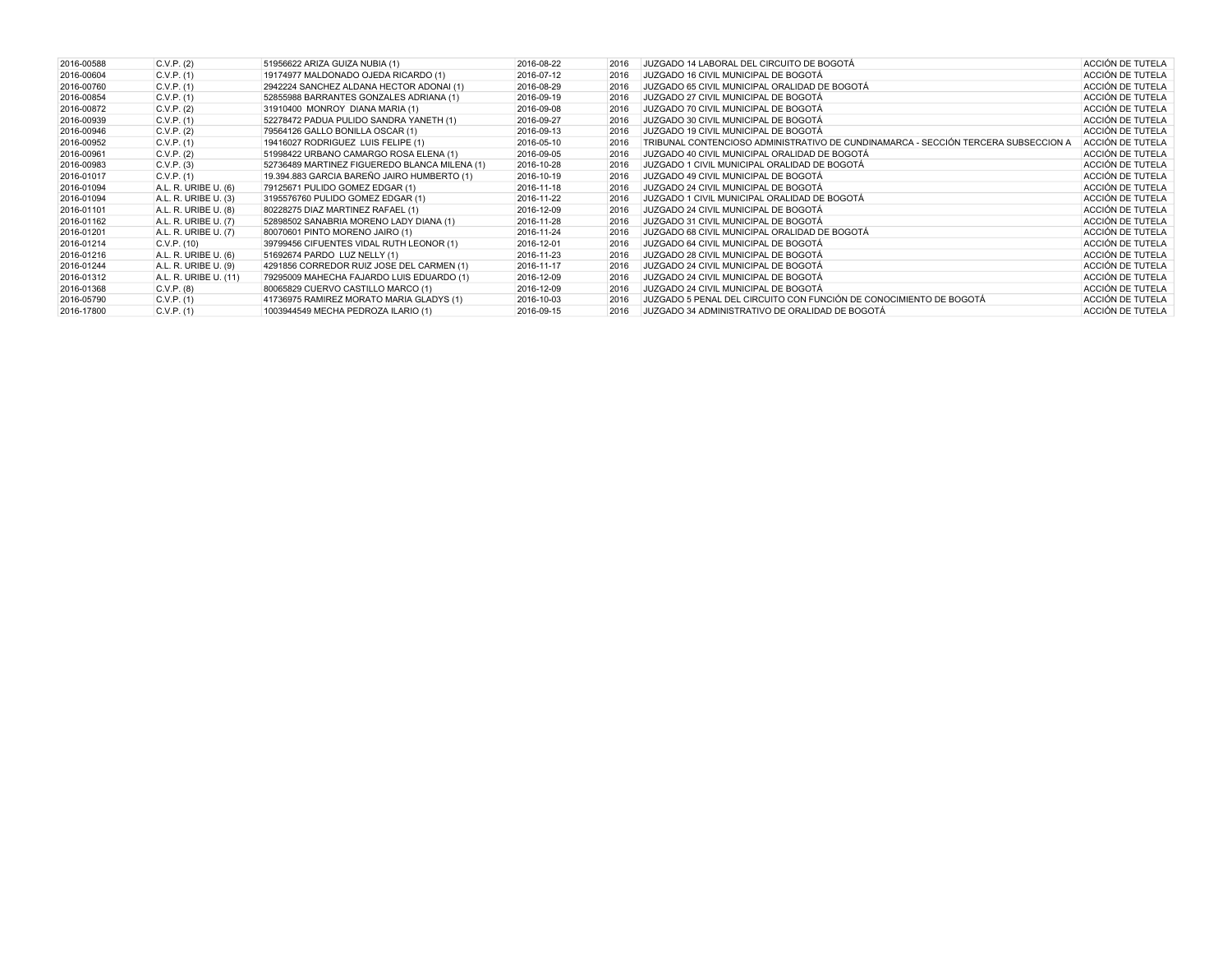| | | | | | | |
|---|---|---|---|---|---|---|
| 2016-00588 | C.V.P. (2) | 51956622 ARIZA GUIZA NUBIA (1) | 2016-08-22 | 2016 | JUZGADO 14 LABORAL DEL CIRCUITO DE BOGOTÁ | ACCIÓN DE TUTELA |
| 2016-00604 | C.V.P. (1) | 19174977 MALDONADO OJEDA RICARDO (1) | 2016-07-12 | 2016 | JUZGADO 16 CIVIL MUNICIPAL DE BOGOTÁ | ACCIÓN DE TUTELA |
| 2016-00760 | C.V.P. (1) | 2942224 SANCHEZ ALDANA HECTOR ADONAI (1) | 2016-08-29 | 2016 | JUZGADO 65 CIVIL MUNICIPAL ORALIDAD DE BOGOTÁ | ACCIÓN DE TUTELA |
| 2016-00854 | C.V.P. (1) | 52855988 BARRANTES GONZALES ADRIANA (1) | 2016-09-19 | 2016 | JUZGADO 27 CIVIL MUNICIPAL DE BOGOTÁ | ACCIÓN DE TUTELA |
| 2016-00872 | C.V.P. (2) | 31910400 MONROY DIANA MARIA (1) | 2016-09-08 | 2016 | JUZGADO 70 CIVIL MUNICIPAL DE BOGOTÁ | ACCIÓN DE TUTELA |
| 2016-00939 | C.V.P. (1) | 52278472 PADUA PULIDO SANDRA YANETH (1) | 2016-09-27 | 2016 | JUZGADO 30 CIVIL MUNICIPAL DE BOGOTÁ | ACCIÓN DE TUTELA |
| 2016-00946 | C.V.P. (2) | 79564126 GALLO BONILLA OSCAR (1) | 2016-09-13 | 2016 | JUZGADO 19 CIVIL MUNICIPAL DE BOGOTÁ | ACCIÓN DE TUTELA |
| 2016-00952 | C.V.P. (1) | 19416027 RODRIGUEZ LUIS FELIPE (1) | 2016-05-10 | 2016 | TRIBUNAL CONTENCIOSO ADMINISTRATIVO DE CUNDINAMARCA - SECCIÓN TERCERA SUBSECCION A | ACCIÓN DE TUTELA |
| 2016-00961 | C.V.P. (2) | 51998422 URBANO CAMARGO ROSA ELENA (1) | 2016-09-05 | 2016 | JUZGADO 40 CIVIL MUNICIPAL ORALIDAD DE BOGOTÁ | ACCIÓN DE TUTELA |
| 2016-00983 | C.V.P. (3) | 52736489 MARTINEZ FIGUEREDO BLANCA MILENA (1) | 2016-10-28 | 2016 | JUZGADO 1 CIVIL MUNICIPAL ORALIDAD DE BOGOTÁ | ACCIÓN DE TUTELA |
| 2016-01017 | C.V.P. (1) | 19.394.883 GARCIA BAREÑO JAIRO HUMBERTO (1) | 2016-10-19 | 2016 | JUZGADO 49 CIVIL MUNICIPAL DE BOGOTÁ | ACCIÓN DE TUTELA |
| 2016-01094 | A.L. R. URIBE U. (6) | 79125671 PULIDO GOMEZ EDGAR (1) | 2016-11-18 | 2016 | JUZGADO 24 CIVIL MUNICIPAL DE BOGOTÁ | ACCIÓN DE TUTELA |
| 2016-01094 | A.L. R. URIBE U. (3) | 3195576760 PULIDO GOMEZ EDGAR (1) | 2016-11-22 | 2016 | JUZGADO 1 CIVIL MUNICIPAL ORALIDAD DE BOGOTÁ | ACCIÓN DE TUTELA |
| 2016-01101 | A.L. R. URIBE U. (8) | 80228275 DIAZ MARTINEZ RAFAEL (1) | 2016-12-09 | 2016 | JUZGADO 24 CIVIL MUNICIPAL DE BOGOTÁ | ACCIÓN DE TUTELA |
| 2016-01162 | A.L. R. URIBE U. (7) | 52898502 SANABRIA MORENO LADY DIANA (1) | 2016-11-28 | 2016 | JUZGADO 31 CIVIL MUNICIPAL DE BOGOTÁ | ACCIÓN DE TUTELA |
| 2016-01201 | A.L. R. URIBE U. (7) | 80070601 PINTO MORENO JAIRO (1) | 2016-11-24 | 2016 | JUZGADO 68 CIVIL MUNICIPAL ORALIDAD DE BOGOTÁ | ACCIÓN DE TUTELA |
| 2016-01214 | C.V.P. (10) | 39799456 CIFUENTES VIDAL RUTH LEONOR (1) | 2016-12-01 | 2016 | JUZGADO 64 CIVIL MUNICIPAL DE BOGOTÁ | ACCIÓN DE TUTELA |
| 2016-01216 | A.L. R. URIBE U. (6) | 51692674 PARDO LUZ NELLY (1) | 2016-11-23 | 2016 | JUZGADO 28 CIVIL MUNICIPAL DE BOGOTÁ | ACCIÓN DE TUTELA |
| 2016-01244 | A.L. R. URIBE U. (9) | 4291856 CORREDOR RUIZ JOSE DEL CARMEN (1) | 2016-11-17 | 2016 | JUZGADO 24 CIVIL MUNICIPAL DE BOGOTÁ | ACCIÓN DE TUTELA |
| 2016-01312 | A.L. R. URIBE U. (11) | 79295009 MAHECHA FAJARDO LUIS EDUARDO (1) | 2016-12-09 | 2016 | JUZGADO 24 CIVIL MUNICIPAL DE BOGOTÁ | ACCIÓN DE TUTELA |
| 2016-01368 | C.V.P. (8) | 80065829 CUERVO CASTILLO MARCO (1) | 2016-12-09 | 2016 | JUZGADO 24 CIVIL MUNICIPAL DE BOGOTÁ | ACCIÓN DE TUTELA |
| 2016-05790 | C.V.P. (1) | 41736975 RAMIREZ MORATO MARIA GLADYS (1) | 2016-10-03 | 2016 | JUZGADO 5 PENAL DEL CIRCUITO CON FUNCIÓN DE CONOCIMIENTO DE BOGOTÁ | ACCIÓN DE TUTELA |
| 2016-17800 | C.V.P. (1) | 1003944549 MECHA PEDROZA ILARIO (1) | 2016-09-15 | 2016 | JUZGADO 34 ADMINISTRATIVO DE ORALIDAD DE BOGOTÁ | ACCIÓN DE TUTELA |